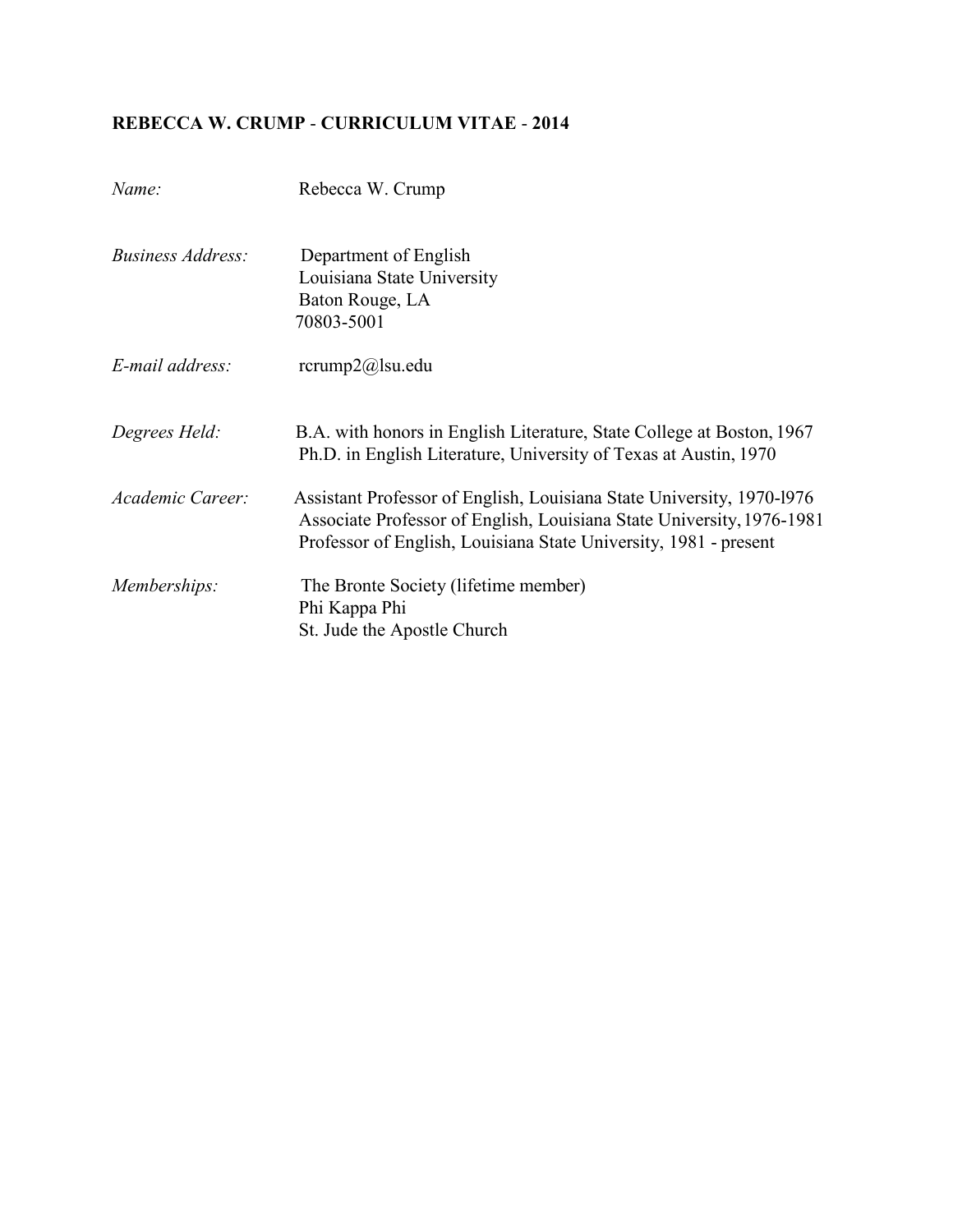**REBECCA W. CRUMP - CURRICULUM VITAE - 2014**

*Name:* Rebecca W. Crump

*Business Address:* Department of English
Louisiana State University
Baton Rouge, LA
70803-5001

*E-mail address:* rcrump2@lsu.edu

*Degrees Held:* B.A. with honors in English Literature, State College at Boston, 1967
Ph.D. in English Literature, University of Texas at Austin, 1970

*Academic Career:* Assistant Professor of English, Louisiana State University, 1970-l976
Associate Professor of English, Louisiana State University, 1976-1981
Professor of English, Louisiana State University, 1981 - present

*Memberships:* The Bronte Society (lifetime member)
Phi Kappa Phi
St. Jude the Apostle Church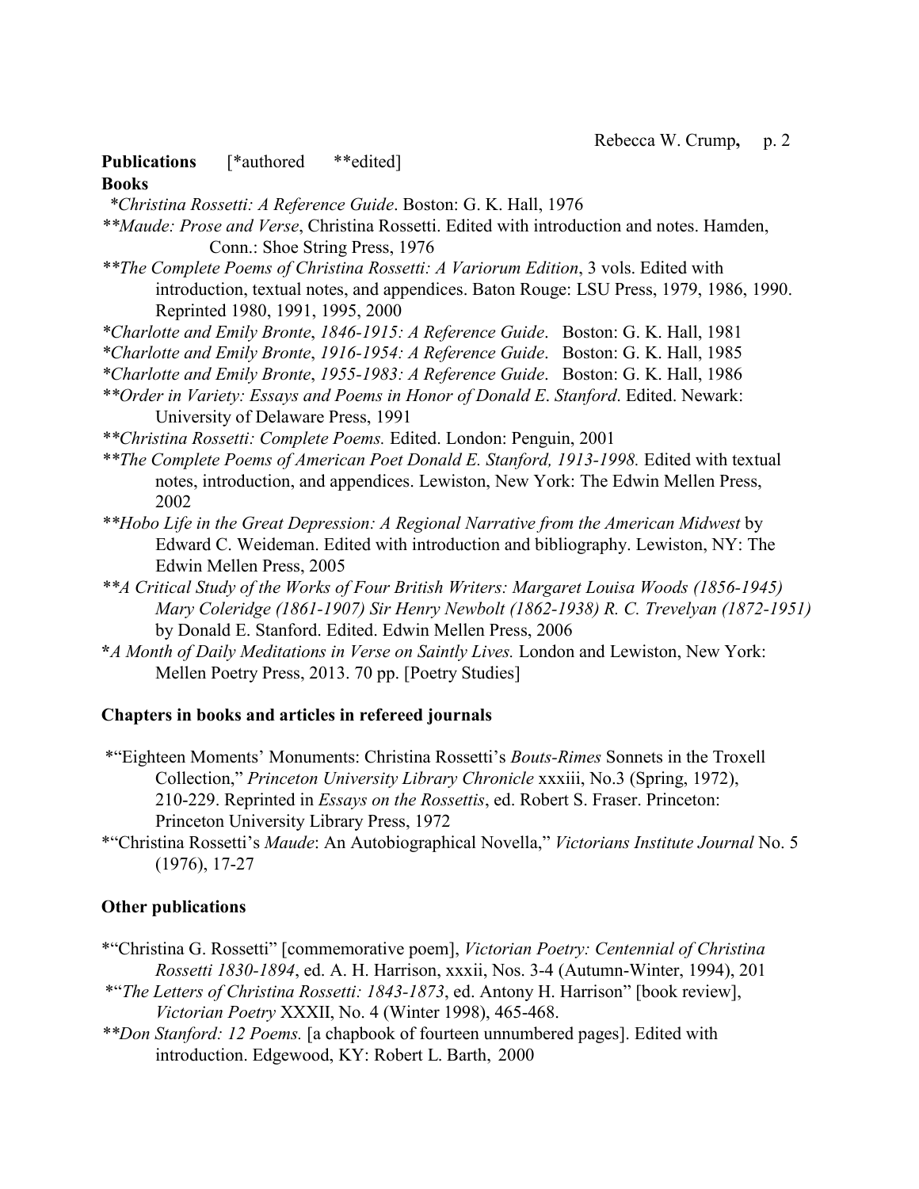**Publications** [*authored **edited]

**Books**

*_Christina Rossetti: A Reference Guide_. Boston: G. K. Hall, 1976

**_Maude: Prose and Verse_, Christina Rossetti. Edited with introduction and notes. Hamden, Conn.: Shoe String Press, 1976

**_The Complete Poems of Christina Rossetti: A Variorum Edition_, 3 vols. Edited with introduction, textual notes, and appendices. Baton Rouge: LSU Press, 1979, 1986, 1990. Reprinted 1980, 1991, 1995, 2000

*_Charlotte and Emily Bronte_, _1846-1915: A Reference Guide_. Boston: G. K. Hall, 1981

*_Charlotte and Emily Bronte_, _1916-1954: A Reference Guide_. Boston: G. K. Hall, 1985

*_Charlotte and Emily Bronte_, _1955-1983: A Reference Guide_. Boston: G. K. Hall, 1986

**_Order in Variety: Essays and Poems in Honor of Donald E. Stanford_. Edited. Newark: University of Delaware Press, 1991

**_Christina Rossetti: Complete Poems._ Edited. London: Penguin, 2001

**_The Complete Poems of American Poet Donald E. Stanford, 1913-1998._ Edited with textual notes, introduction, and appendices. Lewiston, New York: The Edwin Mellen Press, 2002

**_Hobo Life in the Great Depression: A Regional Narrative from the American Midwest_ by Edward C. Weideman. Edited with introduction and bibliography. Lewiston, NY: The Edwin Mellen Press, 2005

**_A Critical Study of the Works of Four British Writers: Margaret Louisa Woods (1856-1945) Mary Coleridge (1861-1907) Sir Henry Newbolt (1862-1938) R. C. Trevelyan (1872-1951)_ by Donald E. Stanford. Edited. Edwin Mellen Press, 2006

*_A Month of Daily Meditations in Verse on Saintly Lives._ London and Lewiston, New York: Mellen Poetry Press, 2013. 70 pp. [Poetry Studies]

**Chapters in books and articles in refereed journals**

*"Eighteen Moments' Monuments: Christina Rossetti's _Bouts-Rimes_ Sonnets in the Troxell Collection," _Princeton University Library Chronicle_ xxxiii, No.3 (Spring, 1972), 210-229. Reprinted in _Essays on the Rossettis_, ed. Robert S. Fraser. Princeton: Princeton University Library Press, 1972

*"Christina Rossetti's _Maude_: An Autobiographical Novella," _Victorians Institute Journal_ No. 5 (1976), 17-27

**Other publications**

*"Christina G. Rossetti" [commemorative poem], _Victorian Poetry: Centennial of Christina Rossetti 1830-1894_, ed. A. H. Harrison, xxxii, Nos. 3-4 (Autumn-Winter, 1994), 201

*"_The Letters of Christina Rossetti: 1843-1873_, ed. Antony H. Harrison" [book review], _Victorian Poetry_ XXXII, No. 4 (Winter 1998), 465-468.

**_Don Stanford: 12 Poems._ [a chapbook of fourteen unnumbered pages]. Edited with introduction. Edgewood, KY: Robert L. Barth, 2000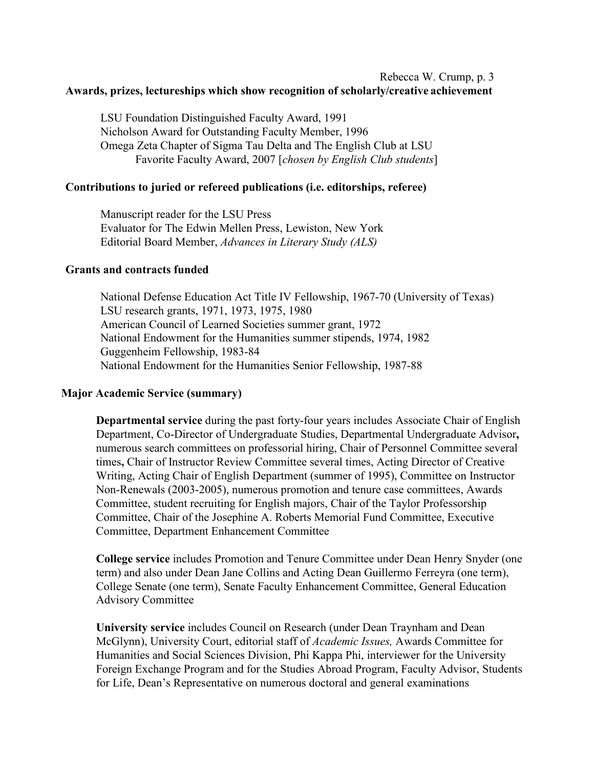## Awards, prizes, lectureships which show recognition of scholarly/creative achievement

LSU Foundation Distinguished Faculty Award, 1991
Nicholson Award for Outstanding Faculty Member, 1996
Omega Zeta Chapter of Sigma Tau Delta and The English Club at LSU
 Favorite Faculty Award, 2007 [*chosen by English Club students*]

## Contributions to juried or refereed publications (i.e. editorships, referee)

Manuscript reader for the LSU Press
Evaluator for The Edwin Mellen Press, Lewiston, New York
Editorial Board Member, *Advances in Literary Study (ALS)*

## Grants and contracts funded

National Defense Education Act Title IV Fellowship, 1967-70 (University of Texas)
LSU research grants, 1971, 1973, 1975, 1980
American Council of Learned Societies summer grant, 1972
National Endowment for the Humanities summer stipends, 1974, 1982
Guggenheim Fellowship, 1983-84
National Endowment for the Humanities Senior Fellowship, 1987-88

## Major Academic Service (summary)

**Departmental service** during the past forty-four years includes Associate Chair of English Department, Co-Director of Undergraduate Studies, Departmental Undergraduate Advisor**,** numerous search committees on professorial hiring, Chair of Personnel Committee several times**,** Chair of Instructor Review Committee several times, Acting Director of Creative Writing, Acting Chair of English Department (summer of 1995), Committee on Instructor Non-Renewals (2003-2005), numerous promotion and tenure case committees, Awards Committee, student recruiting for English majors, Chair of the Taylor Professorship Committee, Chair of the Josephine A. Roberts Memorial Fund Committee, Executive Committee, Department Enhancement Committee

**College service** includes Promotion and Tenure Committee under Dean Henry Snyder (one term) and also under Dean Jane Collins and Acting Dean Guillermo Ferreyra (one term), College Senate (one term), Senate Faculty Enhancement Committee, General Education Advisory Committee

**University service** includes Council on Research (under Dean Traynham and Dean McGlynn), University Court, editorial staff of *Academic Issues,* Awards Committee for Humanities and Social Sciences Division, Phi Kappa Phi, interviewer for the University Foreign Exchange Program and for the Studies Abroad Program, Faculty Advisor, Students for Life, Dean's Representative on numerous doctoral and general examinations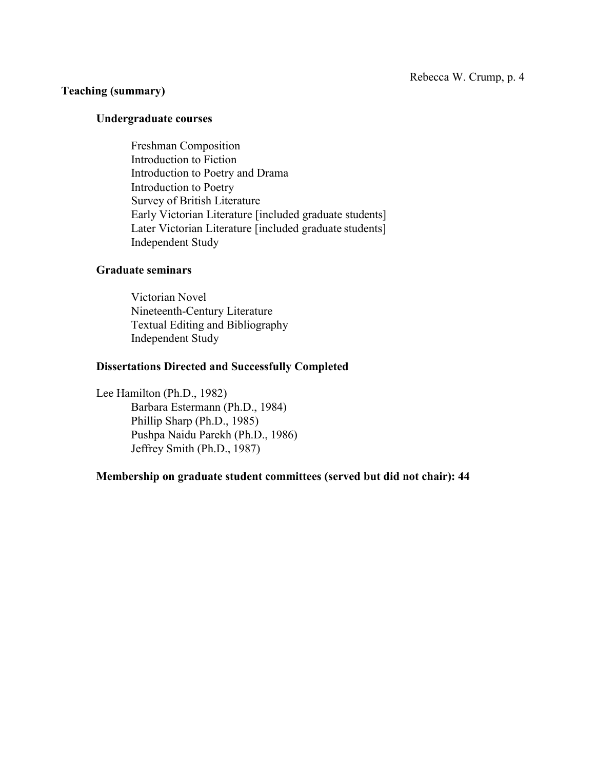## Teaching (summary)

### Undergraduate courses

Freshman Composition
Introduction to Fiction
Introduction to Poetry and Drama
Introduction to Poetry
Survey of British Literature
Early Victorian Literature [included graduate students]
Later Victorian Literature [included graduate students]
Independent Study

### Graduate seminars

Victorian Novel
Nineteenth-Century Literature
Textual Editing and Bibliography
Independent Study

### Dissertations Directed and Successfully Completed

Lee Hamilton (Ph.D., 1982)
Barbara Estermann (Ph.D., 1984)
Phillip Sharp (Ph.D., 1985)
Pushpa Naidu Parekh (Ph.D., 1986)
Jeffrey Smith (Ph.D., 1987)

**Membership on graduate student committees (served but did not chair): 44**